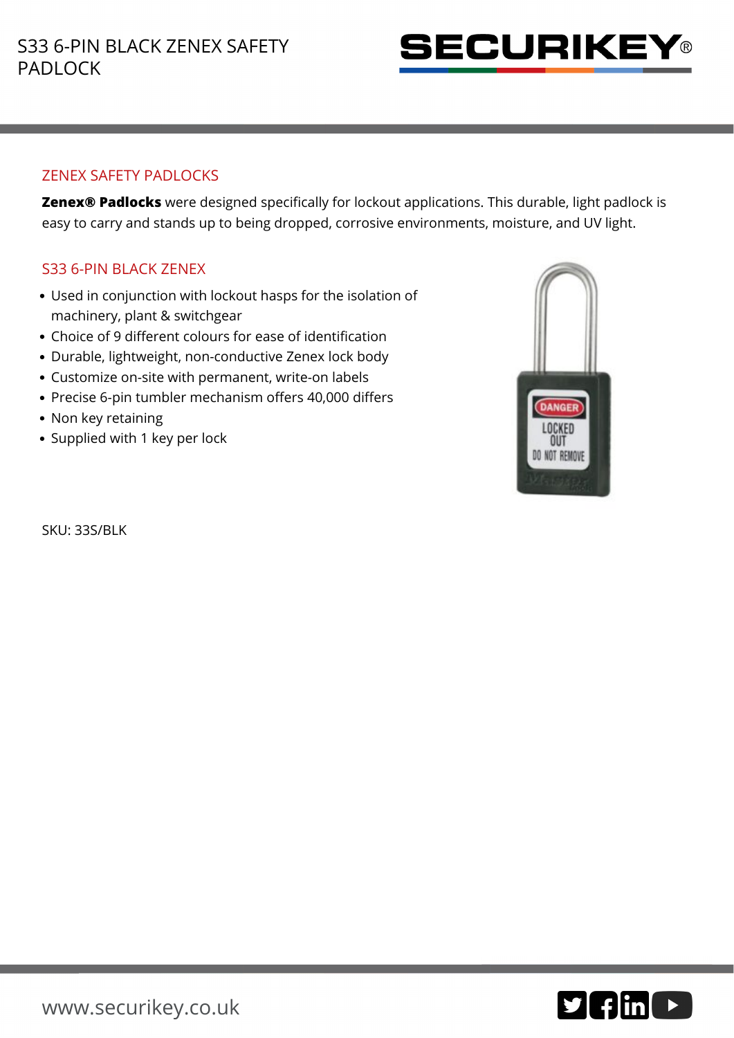# S33 6-PIN BLACK ZENEX SAFETY PADLOCK

## ZENEX SAFETY PADLOCKS

**Zenex® Padlocks** were designed specifically for lockout applications. This durable, light padlock is easy to carry and stands up to being dropped, corrosive environments, moisture, and UV light.

## S33 6-PIN BLACK ZENEX

- Used in conjunction with lockout hasps for the isolation of machinery, plant & switchgear
- Choice of 9 different colours for ease of identification
- Durable, lightweight, non-conductive Zenex lock body
- Customize on-site with permanent, write-on labels
- Precise 6-pin tumbler mechanism offers 40,000 differs
- Non key retaining
- Supplied with 1 key per lock

SKU: 33S/BLK

www.securikey.co.uk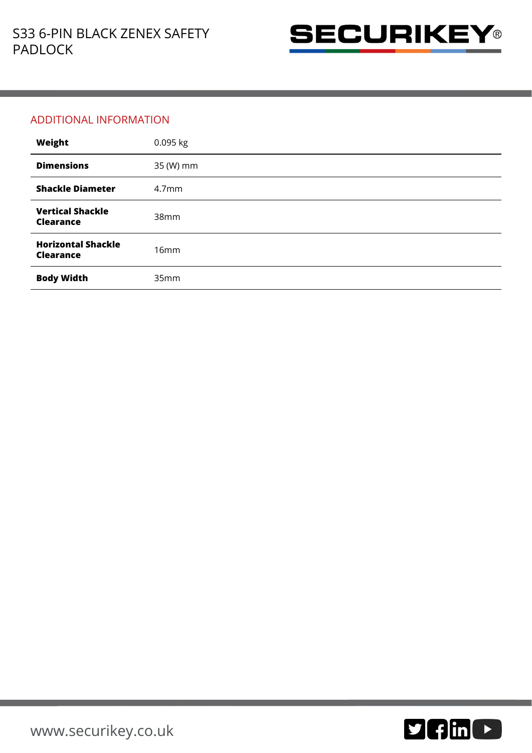## ADDITIONAL INFORMATION

| | |
|---|---|
| **Weight** | 0.095 kg |
| **Dimensions** | 35 (W) mm |
| **Shackle Diameter** | 4.7mm |
| **Vertical Shackle Clearance** | 38mm |
| **Horizontal Shackle Clearance** | 16mm |
| **Body Width** | 35mm |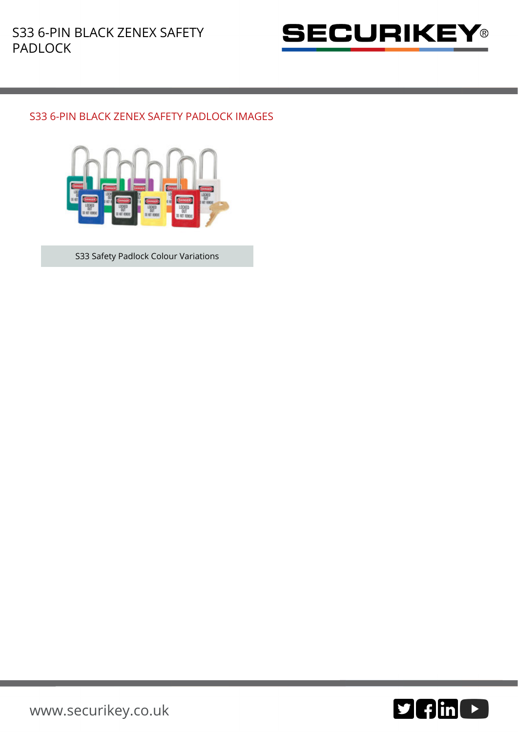# S33 6-PIN BLACK ZENEX SAFETY PADLOCK

## S33 6-PIN BLACK ZENEX SAFETY PADLOCK IMAGES

S33 Safety Padlock Colour Variations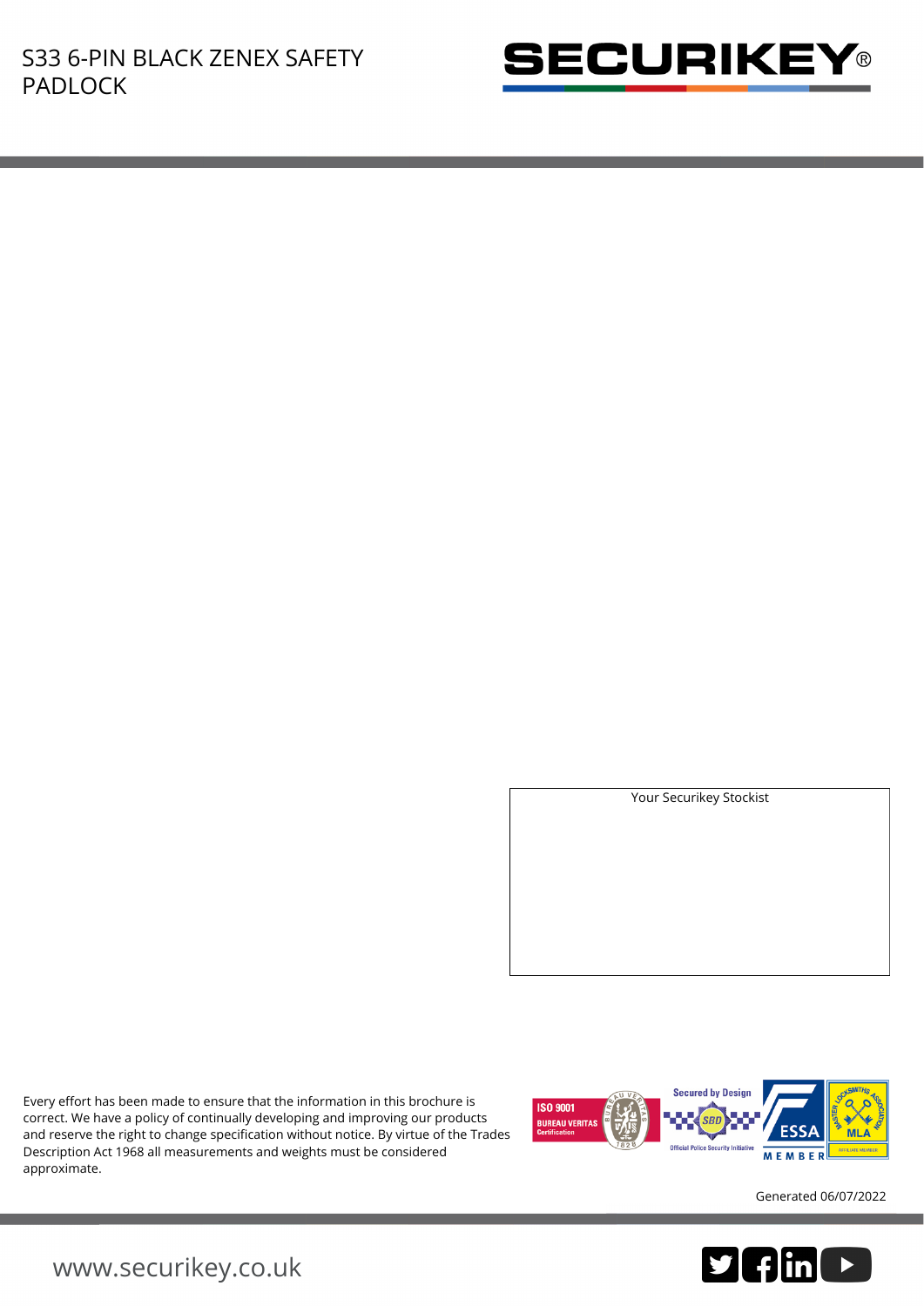# S33 6-PIN BLACK ZENEX SAFETY PADLOCK

Your Securikey Stockist

Every effort has been made to ensure that the information in this brochure is correct. We have a policy of continually developing and improving our products and reserve the right to change specification without notice. By virtue of the Trades Description Act 1968 all measurements and weights must be considered approximate.

Generated 06/07/2022

www.securikey.co.uk